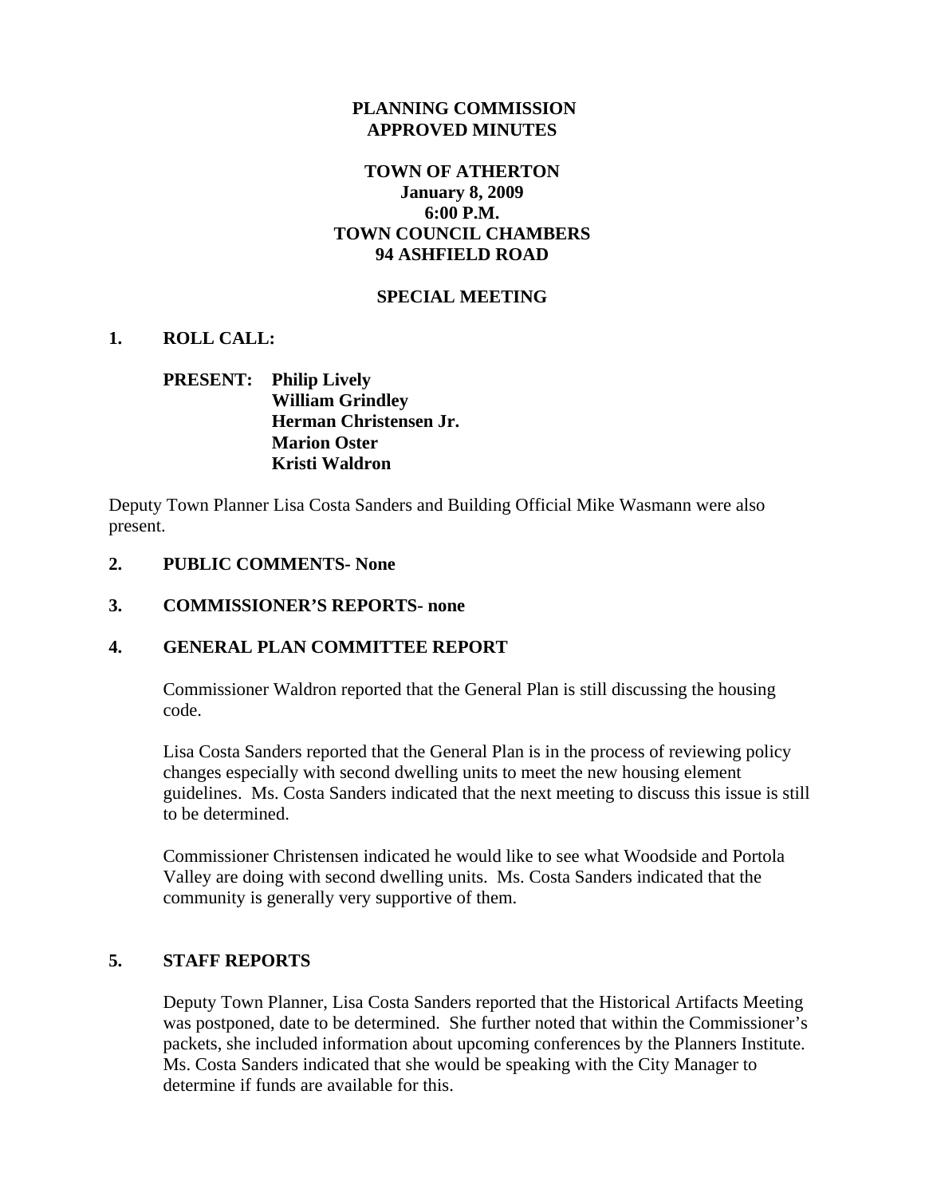**PLANNING COMMISSION**
**APPROVED MINUTES**

**TOWN OF ATHERTON**
**January 8, 2009**
**6:00 P.M.**
**TOWN COUNCIL CHAMBERS**
**94 ASHFIELD ROAD**

**SPECIAL MEETING**

**1. ROLL CALL:**

**PRESENT: Philip Lively**
**William Grindley**
**Herman Christensen Jr.**
**Marion Oster**
**Kristi Waldron**

Deputy Town Planner Lisa Costa Sanders and Building Official Mike Wasmann were also present.

**2. PUBLIC COMMENTS- None**

**3. COMMISSIONER'S REPORTS- none**

**4. GENERAL PLAN COMMITTEE REPORT**

Commissioner Waldron reported that the General Plan is still discussing the housing code.

Lisa Costa Sanders reported that the General Plan is in the process of reviewing policy changes especially with second dwelling units to meet the new housing element guidelines. Ms. Costa Sanders indicated that the next meeting to discuss this issue is still to be determined.

Commissioner Christensen indicated he would like to see what Woodside and Portola Valley are doing with second dwelling units. Ms. Costa Sanders indicated that the community is generally very supportive of them.

**5. STAFF REPORTS**

Deputy Town Planner, Lisa Costa Sanders reported that the Historical Artifacts Meeting was postponed, date to be determined. She further noted that within the Commissioner's packets, she included information about upcoming conferences by the Planners Institute. Ms. Costa Sanders indicated that she would be speaking with the City Manager to determine if funds are available for this.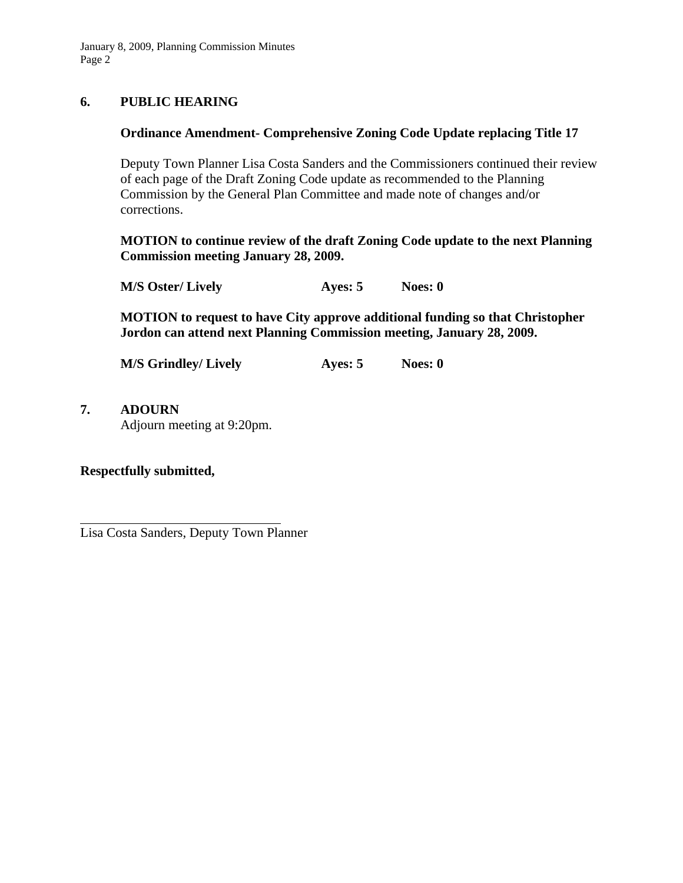## 6. PUBLIC HEARING

**Ordinance Amendment- Comprehensive Zoning Code Update replacing Title 17**

Deputy Town Planner Lisa Costa Sanders and the Commissioners continued their review of each page of the Draft Zoning Code update as recommended to the Planning Commission by the General Plan Committee and made note of changes and/or corrections.

**MOTION to continue review of the draft Zoning Code update to the next Planning Commission meeting January 28, 2009.**

**M/S Oster/ Lively        Ayes: 5        Noes: 0**

**MOTION to request to have City approve additional funding so that Christopher Jordon can attend next Planning Commission meeting, January 28, 2009.**

**M/S Grindley/ Lively        Ayes: 5        Noes: 0**

## 7. ADOURN

Adjourn meeting at 9:20pm.

**Respectfully submitted,**

_______________________________

Lisa Costa Sanders, Deputy Town Planner